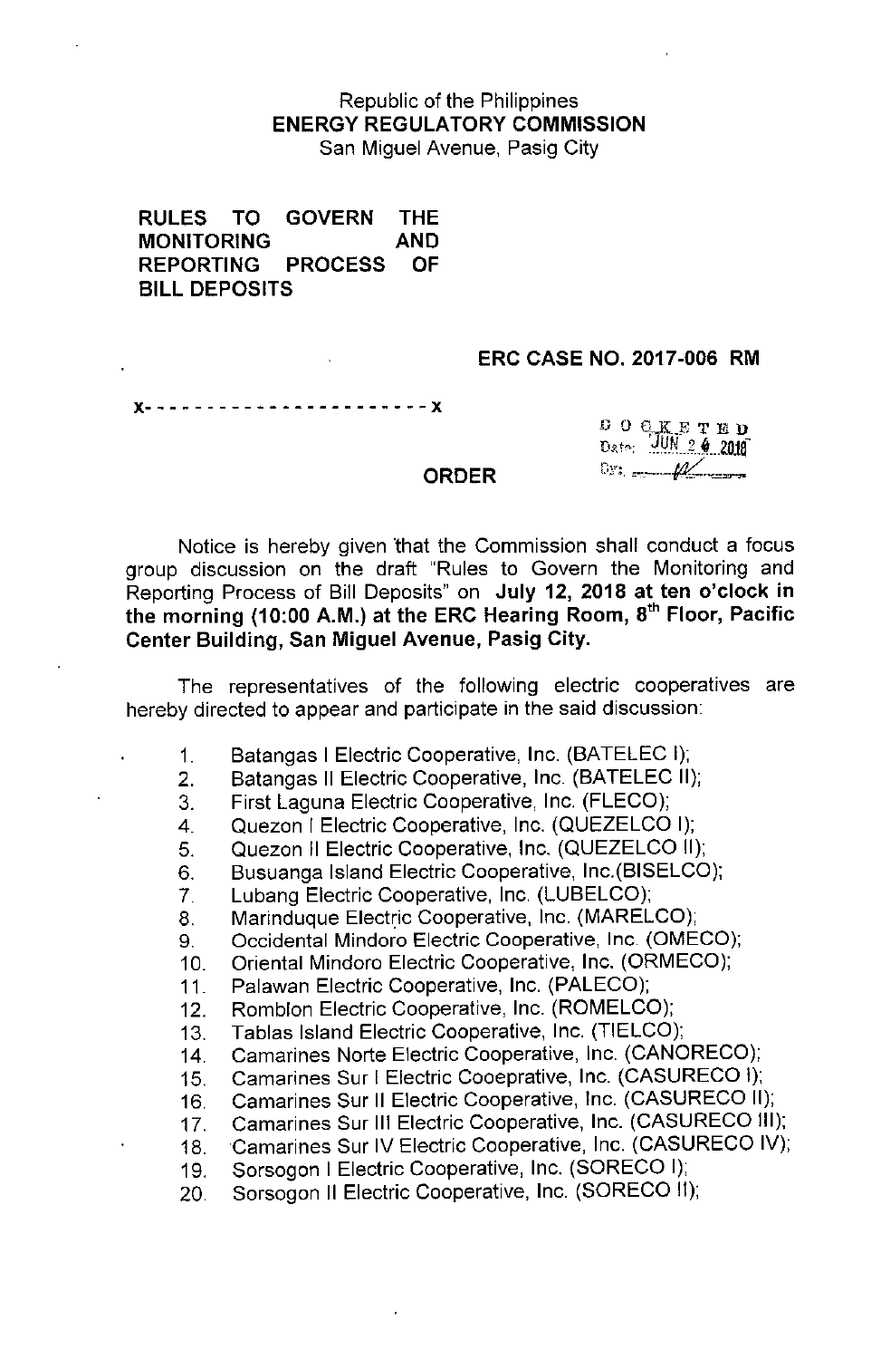Republic of the Philippines
**ENERGY REGULATORY COMMISSION**
San Miguel Avenue, Pasig City

**RULES TO GOVERN THE MONITORING AND REPORTING PROCESS OF BILL DEPOSITS**

**ERC CASE NO. 2017-006 RM**

x- - - - - - - - - - - - - - - - - - - - - - x

DOCKETED
Date: JUN 2 6 2018
By: ____

**ORDER**

Notice is hereby given that the Commission shall conduct a focus group discussion on the draft "Rules to Govern the Monitoring and Reporting Process of Bill Deposits" on **July 12, 2018 at ten o'clock in the morning (10:00 A.M.) at the ERC Hearing Room, 8th Floor, Pacific Center Building, San Miguel Avenue, Pasig City.**

The representatives of the following electric cooperatives are hereby directed to appear and participate in the said discussion:

1. Batangas I Electric Cooperative, Inc. (BATELEC I);
2. Batangas II Electric Cooperative, Inc. (BATELEC II);
3. First Laguna Electric Cooperative, Inc. (FLECO);
4. Quezon I Electric Cooperative, Inc. (QUEZELCO I);
5. Quezon II Electric Cooperative, Inc. (QUEZELCO II);
6. Busuanga Island Electric Cooperative, Inc.(BISELCO);
7. Lubang Electric Cooperative, Inc. (LUBELCO);
8. Marinduque Electric Cooperative, Inc. (MARELCO);
9. Occidental Mindoro Electric Cooperative, Inc. (OMECO);
10. Oriental Mindoro Electric Cooperative, Inc. (ORMECO);
11. Palawan Electric Cooperative, Inc. (PALECO);
12. Romblon Electric Cooperative, Inc. (ROMELCO);
13. Tablas Island Electric Cooperative, Inc. (TIELCO);
14. Camarines Norte Electric Cooperative, Inc. (CANORECO);
15. Camarines Sur I Electric Cooeprative, Inc. (CASURECO I);
16. Camarines Sur II Electric Cooperative, Inc. (CASURECO II);
17. Camarines Sur III Electric Cooperative, Inc. (CASURECO III);
18. Camarines Sur IV Electric Cooperative, Inc. (CASURECO IV);
19. Sorsogon I Electric Cooperative, Inc. (SORECO I);
20. Sorsogon II Electric Cooperative, Inc. (SORECO II);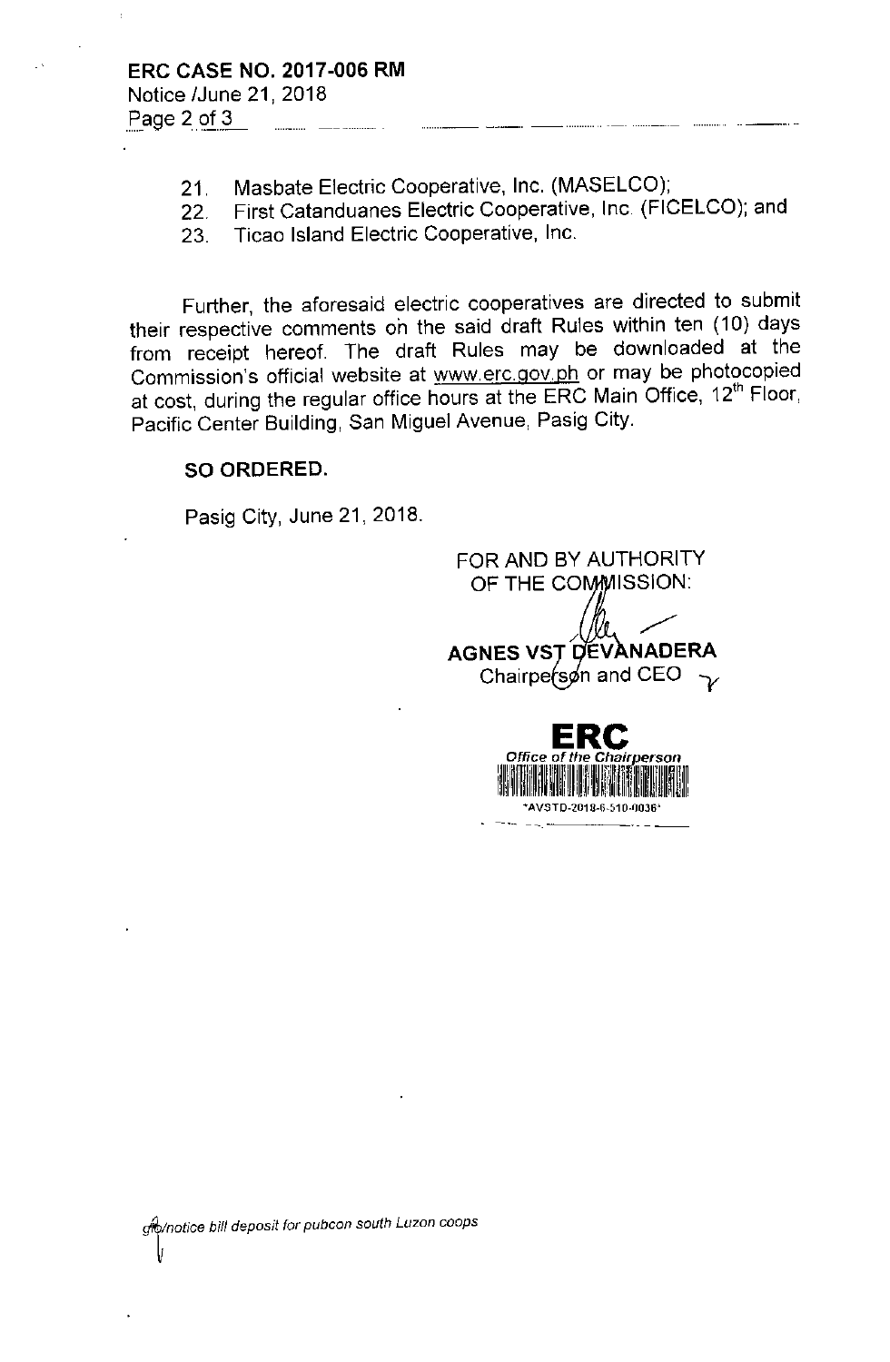21. Masbate Electric Cooperative, Inc. (MASELCO);
22. First Catanduanes Electric Cooperative, Inc. (FICELCO); and
23. Ticao Island Electric Cooperative, Inc.

Further, the aforesaid electric cooperatives are directed to submit their respective comments on the said draft Rules within ten (10) days from receipt hereof. The draft Rules may be downloaded at the Commission's official website at www.erc.gov.ph or may be photocopied at cost, during the regular office hours at the ERC Main Office, 12th Floor, Pacific Center Building, San Miguel Avenue, Pasig City.

**SO ORDERED.**

Pasig City, June 21, 2018.

FOR AND BY AUTHORITY OF THE COMMISSION:

**AGNES VST DEVANADERA**
Chairperson and CEO

**ERC**
*Office of the Chairperson*
*AVSTD-2018-6-510-0036*

*gfb/notice bill deposit for pubcon south Luzon coops*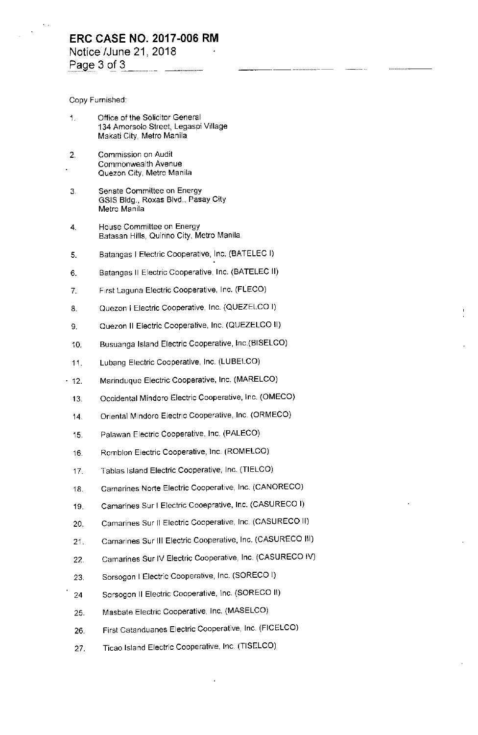Copy Furnished:

1. Office of the Solicitor General
   134 Amorsolo Street, Legaspi Village
   Makati City, Metro Manila

2. Commission on Audit
   Commonwealth Avenue
   Quezon City, Metro Manila

3. Senate Committee on Energy
   GSIS Bldg., Roxas Blvd., Pasay City
   Metro Manila

4. House Committee on Energy
   Batasan Hills, Quirino City, Metro Manila

5. Batangas I Electric Cooperative, Inc. (BATELEC I)

6. Batangas II Electric Cooperative, Inc. (BATELEC II)

7. First Laguna Electric Cooperative, Inc. (FLECO)

8. Quezon I Electric Cooperative, Inc. (QUEZELCO I)

9. Quezon II Electric Cooperative, Inc. (QUEZELCO II)

10. Busuanga Island Electric Cooperative, Inc.(BISELCO)

11. Lubang Electric Cooperative, Inc. (LUBELCO)

12. Marinduque Electric Cooperative, Inc. (MARELCO)

13. Occidental Mindoro Electric Cooperative, Inc. (OMECO)

14. Oriental Mindoro Electric Cooperative, Inc. (ORMECO)

15. Palawan Electric Cooperative, Inc. (PALECO)

16. Romblon Electric Cooperative, Inc. (ROMELCO)

17. Tablas Island Electric Cooperative, Inc. (TIELCO)

18. Camarines Norte Electric Cooperative, Inc. (CANORECO)

19. Camarines Sur I Electric Cooeprative, Inc. (CASURECO I)

20. Camarines Sur II Electric Cooperative, Inc. (CASURECO II)

21. Camarines Sur III Electric Cooperative, Inc. (CASURECO III)

22. Camarines Sur IV Electric Cooperative, Inc. (CASURECO IV)

23. Sorsogon I Electric Cooperative, Inc. (SORECO I)

24. Sorsogon II Electric Cooperative, Inc. (SORECO II)

25. Masbate Electric Cooperative, Inc. (MASELCO)

26. First Catanduanes Electric Cooperative, Inc. (FICELCO)

27. Ticao Island Electric Cooperative, Inc. (TISELCO)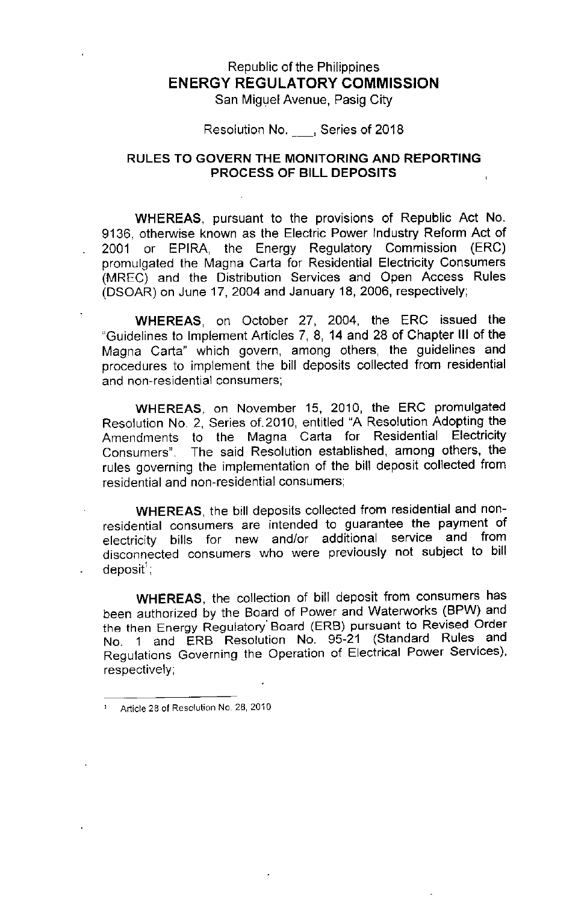Republic of the Philippines

**ENERGY REGULATORY COMMISSION**

San Miguel Avenue, Pasig City

Resolution No. ___, Series of 2018

## RULES TO GOVERN THE MONITORING AND REPORTING PROCESS OF BILL DEPOSITS

**WHEREAS**, pursuant to the provisions of Republic Act No. 9136, otherwise known as the Electric Power Industry Reform Act of 2001 or EPIRA, the Energy Regulatory Commission (ERC) promulgated the Magna Carta for Residential Electricity Consumers (MREC) and the Distribution Services and Open Access Rules (DSOAR) on June 17, 2004 and January 18, 2006, respectively;

**WHEREAS**, on October 27, 2004, the ERC issued the "Guidelines to Implement Articles 7, 8, 14 and 28 of Chapter III of the Magna Carta" which govern, among others, the guidelines and procedures to implement the bill deposits collected from residential and non-residential consumers;

**WHEREAS**, on November 15, 2010, the ERC promulgated Resolution No. 2, Series of 2010, entitled "A Resolution Adopting the Amendments to the Magna Carta for Residential Electricity Consumers". The said Resolution established, among others, the rules governing the implementation of the bill deposit collected from residential and non-residential consumers;

**WHEREAS**, the bill deposits collected from residential and non-residential consumers are intended to guarantee the payment of electricity bills for new and/or additional service and from disconnected consumers who were previously not subject to bill deposit[1];

**WHEREAS**, the collection of bill deposit from consumers has been authorized by the Board of Power and Waterworks (BPW) and the then Energy Regulatory Board (ERB) pursuant to Revised Order No. 1 and ERB Resolution No. 95-21 (Standard Rules and Regulations Governing the Operation of Electrical Power Services), respectively;

---

[1] Article 28 of Resolution No. 28, 2010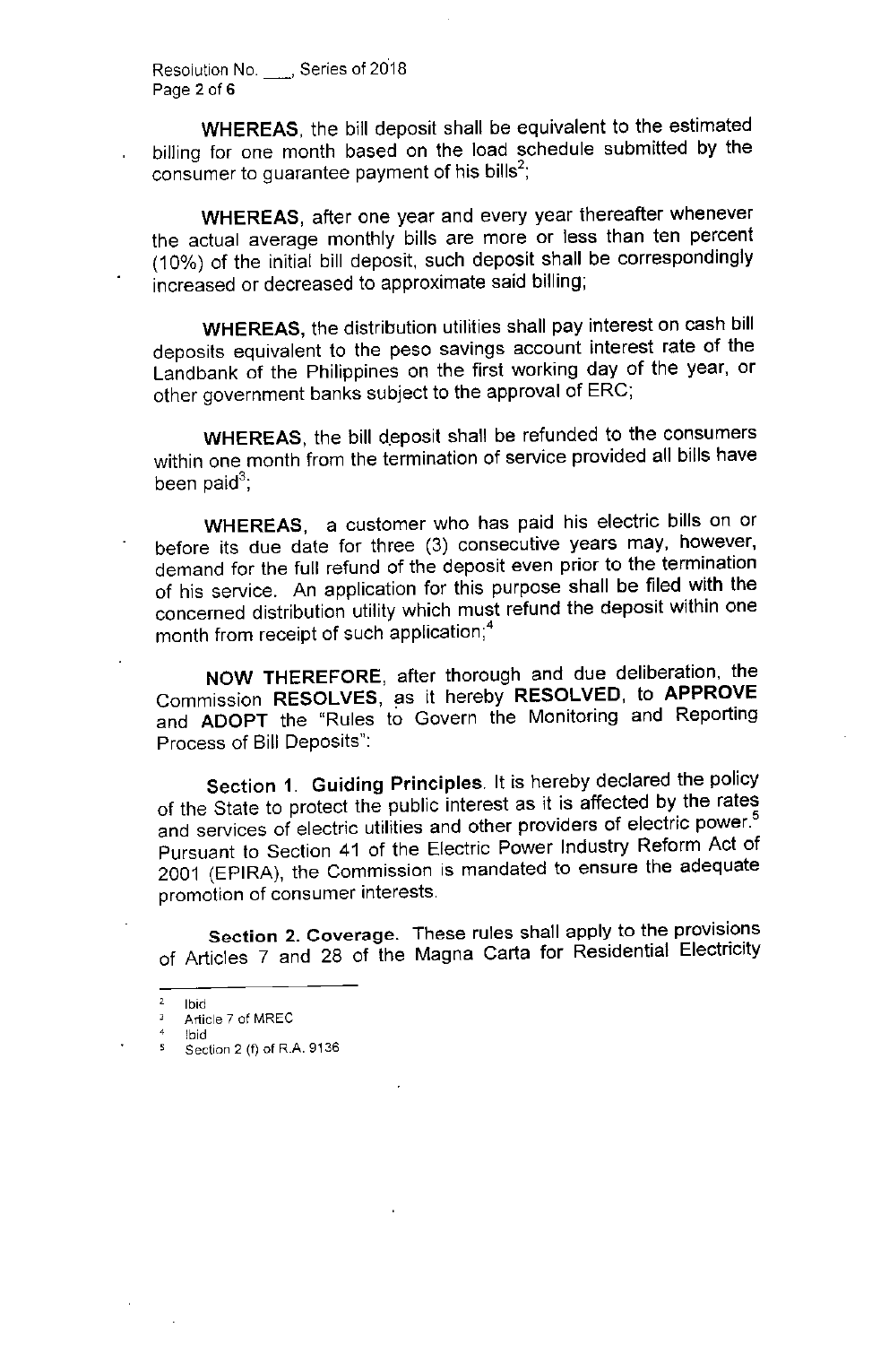WHEREAS, the bill deposit shall be equivalent to the estimated billing for one month based on the load schedule submitted by the consumer to guarantee payment of his bills[2];

WHEREAS, after one year and every year thereafter whenever the actual average monthly bills are more or less than ten percent (10%) of the initial bill deposit, such deposit shall be correspondingly increased or decreased to approximate said billing;

WHEREAS, the distribution utilities shall pay interest on cash bill deposits equivalent to the peso savings account interest rate of the Landbank of the Philippines on the first working day of the year, or other government banks subject to the approval of ERC;

WHEREAS, the bill deposit shall be refunded to the consumers within one month from the termination of service provided all bills have been paid[3];

WHEREAS, a customer who has paid his electric bills on or before its due date for three (3) consecutive years may, however, demand for the full refund of the deposit even prior to the termination of his service. An application for this purpose shall be filed with the concerned distribution utility which must refund the deposit within one month from receipt of such application;[4]

NOW THEREFORE, after thorough and due deliberation, the Commission RESOLVES, as it hereby RESOLVED, to APPROVE and ADOPT the "Rules to Govern the Monitoring and Reporting Process of Bill Deposits":

**Section 1. Guiding Principles**. It is hereby declared the policy of the State to protect the public interest as it is affected by the rates and services of electric utilities and other providers of electric power.[5] Pursuant to Section 41 of the Electric Power Industry Reform Act of 2001 (EPIRA), the Commission is mandated to ensure the adequate promotion of consumer interests.

**Section 2. Coverage.** These rules shall apply to the provisions of Articles 7 and 28 of the Magna Carta for Residential Electricity

---

[2] Ibid
[3] Article 7 of MREC
[4] Ibid
[5] Section 2 (f) of R.A. 9136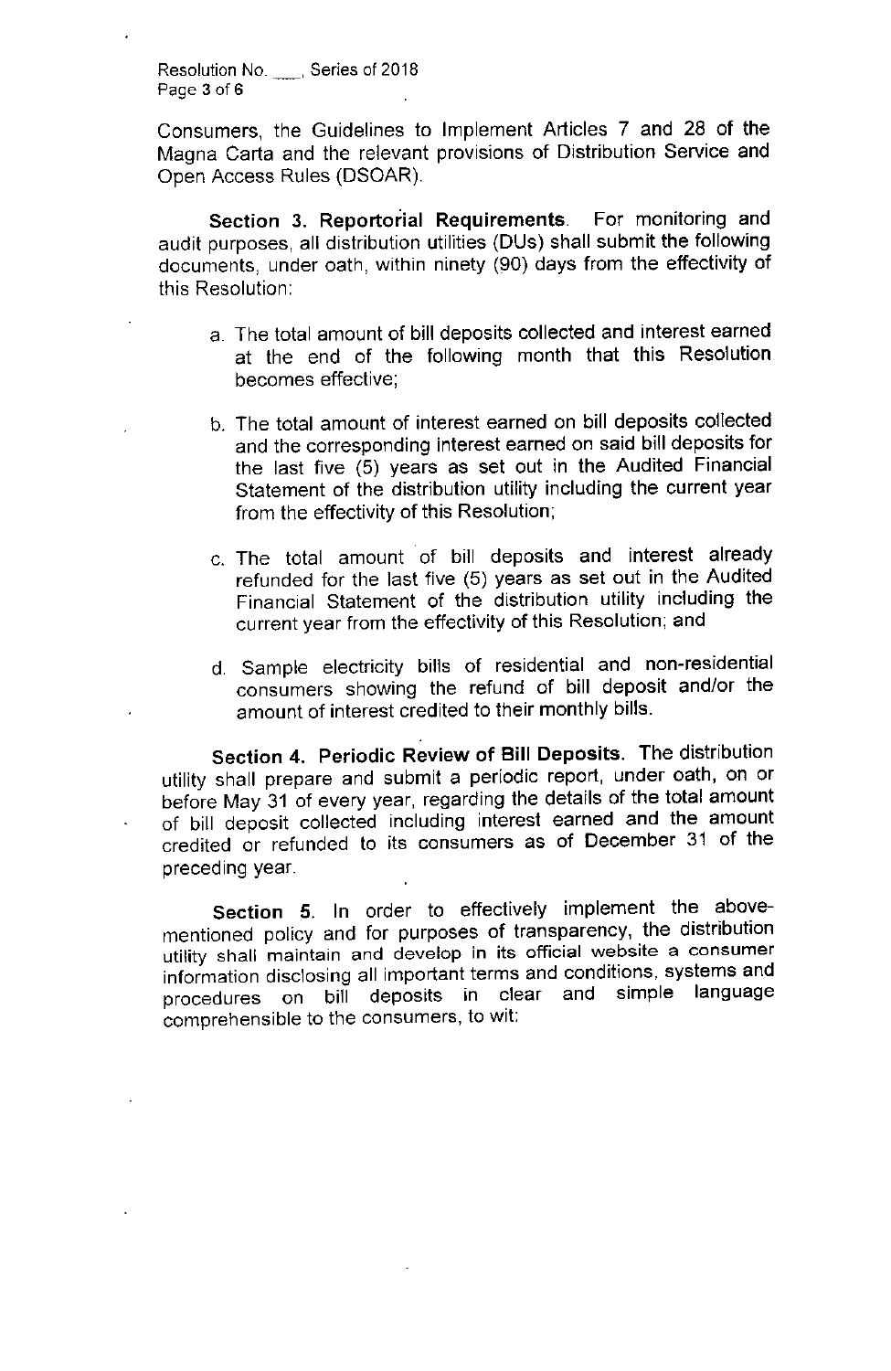Consumers, the Guidelines to Implement Articles 7 and 28 of the Magna Carta and the relevant provisions of Distribution Service and Open Access Rules (DSOAR).

**Section 3. Reportorial Requirements**. For monitoring and audit purposes, all distribution utilities (DUs) shall submit the following documents, under oath, within ninety (90) days from the effectivity of this Resolution:

a. The total amount of bill deposits collected and interest earned at the end of the following month that this Resolution becomes effective;

b. The total amount of interest earned on bill deposits collected and the corresponding interest earned on said bill deposits for the last five (5) years as set out in the Audited Financial Statement of the distribution utility including the current year from the effectivity of this Resolution;

c. The total amount of bill deposits and interest already refunded for the last five (5) years as set out in the Audited Financial Statement of the distribution utility including the current year from the effectivity of this Resolution; and

d. Sample electricity bills of residential and non-residential consumers showing the refund of bill deposit and/or the amount of interest credited to their monthly bills.

**Section 4. Periodic Review of Bill Deposits.** The distribution utility shall prepare and submit a periodic report, under oath, on or before May 31 of every year, regarding the details of the total amount of bill deposit collected including interest earned and the amount credited or refunded to its consumers as of December 31 of the preceding year.

**Section 5**. In order to effectively implement the above-mentioned policy and for purposes of transparency, the distribution utility shall maintain and develop in its official website a consumer information disclosing all important terms and conditions, systems and procedures on bill deposits in clear and simple language comprehensible to the consumers, to wit: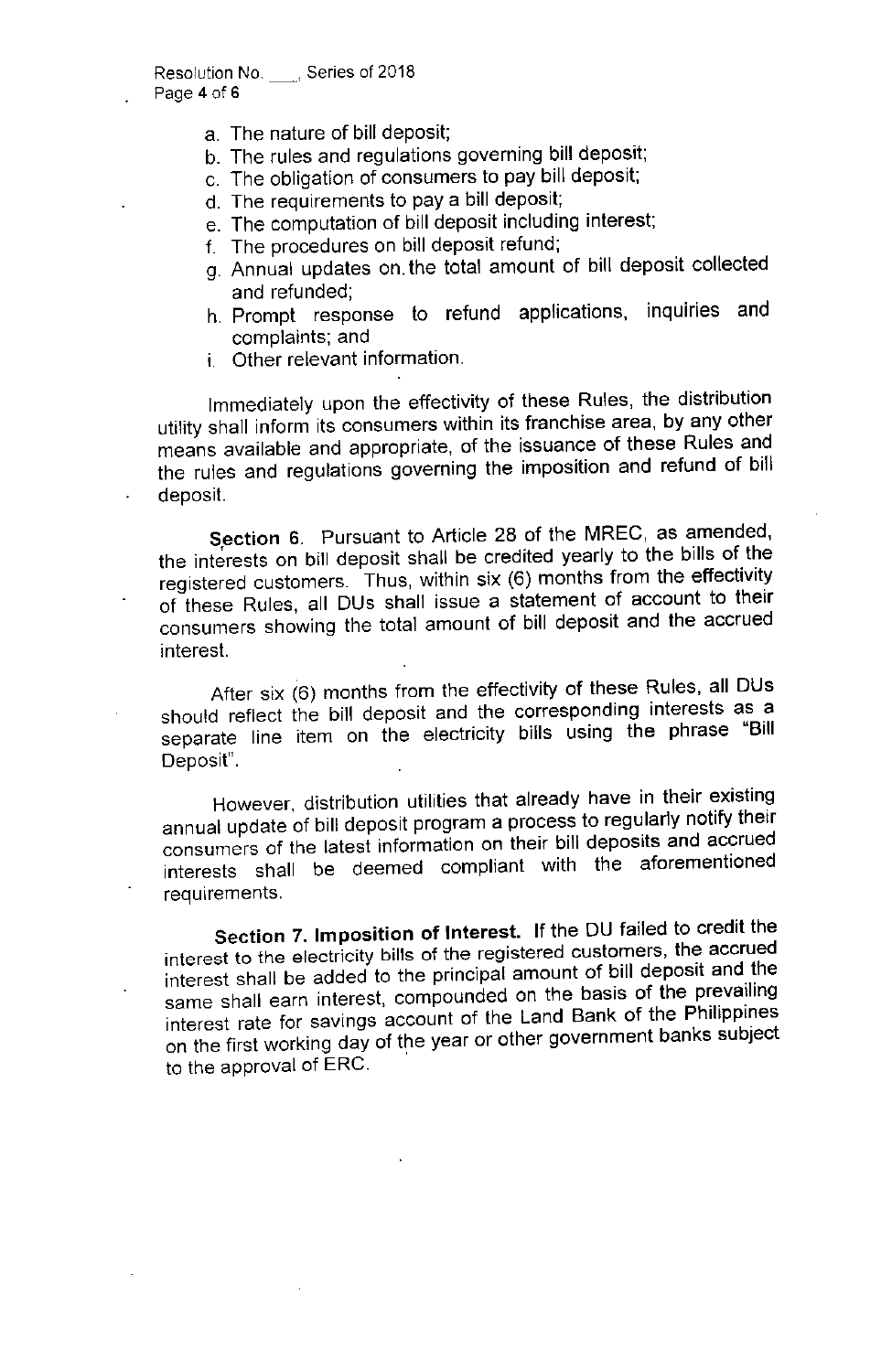a. The nature of bill deposit;
b. The rules and regulations governing bill deposit;
c. The obligation of consumers to pay bill deposit;
d. The requirements to pay a bill deposit;
e. The computation of bill deposit including interest;
f. The procedures on bill deposit refund;
g. Annual updates on the total amount of bill deposit collected and refunded;
h. Prompt response to refund applications, inquiries and complaints; and
i. Other relevant information.

Immediately upon the effectivity of these Rules, the distribution utility shall inform its consumers within its franchise area, by any other means available and appropriate, of the issuance of these Rules and the rules and regulations governing the imposition and refund of bill deposit.

**Section 6**. Pursuant to Article 28 of the MREC, as amended, the interests on bill deposit shall be credited yearly to the bills of the registered customers. Thus, within six (6) months from the effectivity of these Rules, all DUs shall issue a statement of account to their consumers showing the total amount of bill deposit and the accrued interest.

After six (6) months from the effectivity of these Rules, all DUs should reflect the bill deposit and the corresponding interests as a separate line item on the electricity bills using the phrase "Bill Deposit".

However, distribution utilities that already have in their existing annual update of bill deposit program a process to regularly notify their consumers of the latest information on their bill deposits and accrued interests shall be deemed compliant with the aforementioned requirements.

**Section 7. Imposition of Interest.** If the DU failed to credit the interest to the electricity bills of the registered customers, the accrued interest shall be added to the principal amount of bill deposit and the same shall earn interest, compounded on the basis of the prevailing interest rate for savings account of the Land Bank of the Philippines on the first working day of the year or other government banks subject to the approval of ERC.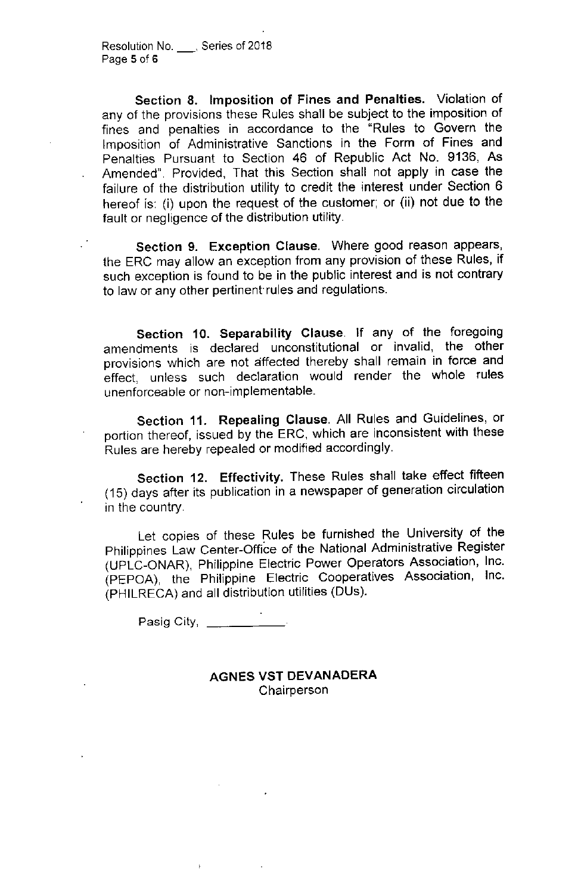**Section 8. Imposition of Fines and Penalties.** Violation of any of the provisions these Rules shall be subject to the imposition of fines and penalties in accordance to the "Rules to Govern the Imposition of Administrative Sanctions in the Form of Fines and Penalties Pursuant to Section 46 of Republic Act No. 9136, As Amended". Provided, That this Section shall not apply in case the failure of the distribution utility to credit the interest under Section 6 hereof is: (i) upon the request of the customer; or (ii) not due to the fault or negligence of the distribution utility.

**Section 9. Exception Clause.** Where good reason appears, the ERC may allow an exception from any provision of these Rules, if such exception is found to be in the public interest and is not contrary to law or any other pertinent rules and regulations.

**Section 10. Separability Clause.** If any of the foregoing amendments is declared unconstitutional or invalid, the other provisions which are not affected thereby shall remain in force and effect, unless such declaration would render the whole rules unenforceable or non-implementable.

**Section 11. Repealing Clause.** All Rules and Guidelines, or portion thereof, issued by the ERC, which are inconsistent with these Rules are hereby repealed or modified accordingly.

**Section 12. Effectivity.** These Rules shall take effect fifteen (15) days after its publication in a newspaper of generation circulation in the country.

Let copies of these Rules be furnished the University of the Philippines Law Center-Office of the National Administrative Register (UPLC-ONAR), Philippine Electric Power Operators Association, Inc. (PEPOA), the Philippine Electric Cooperatives Association, Inc. (PHILRECA) and all distribution utilities (DUs).

Pasig City, ____________.

**AGNES VST DEVANADERA**
Chairperson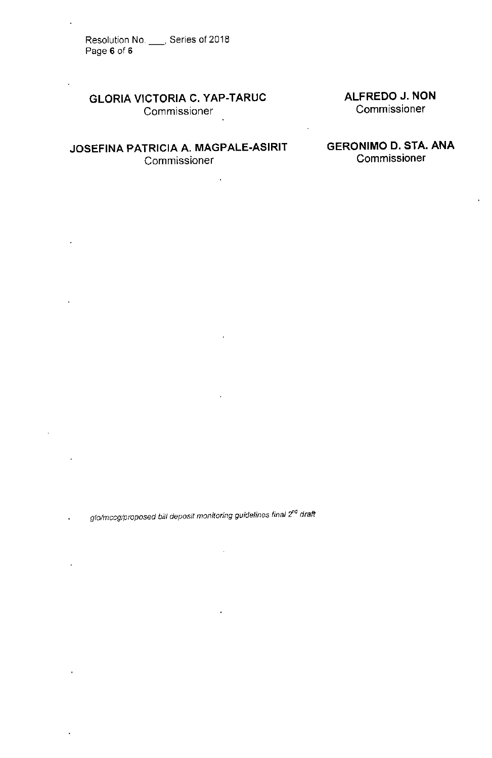**GLORIA VICTORIA C. YAP-TARUC**
Commissioner

**ALFREDO J. NON**
Commissioner

**JOSEFINA PATRICIA A. MAGPALE-ASIRIT**
Commissioner

**GERONIMO D. STA. ANA**
Commissioner

*glo/mccg/proposed bill deposit monitoring guidelines final 2nd draft*